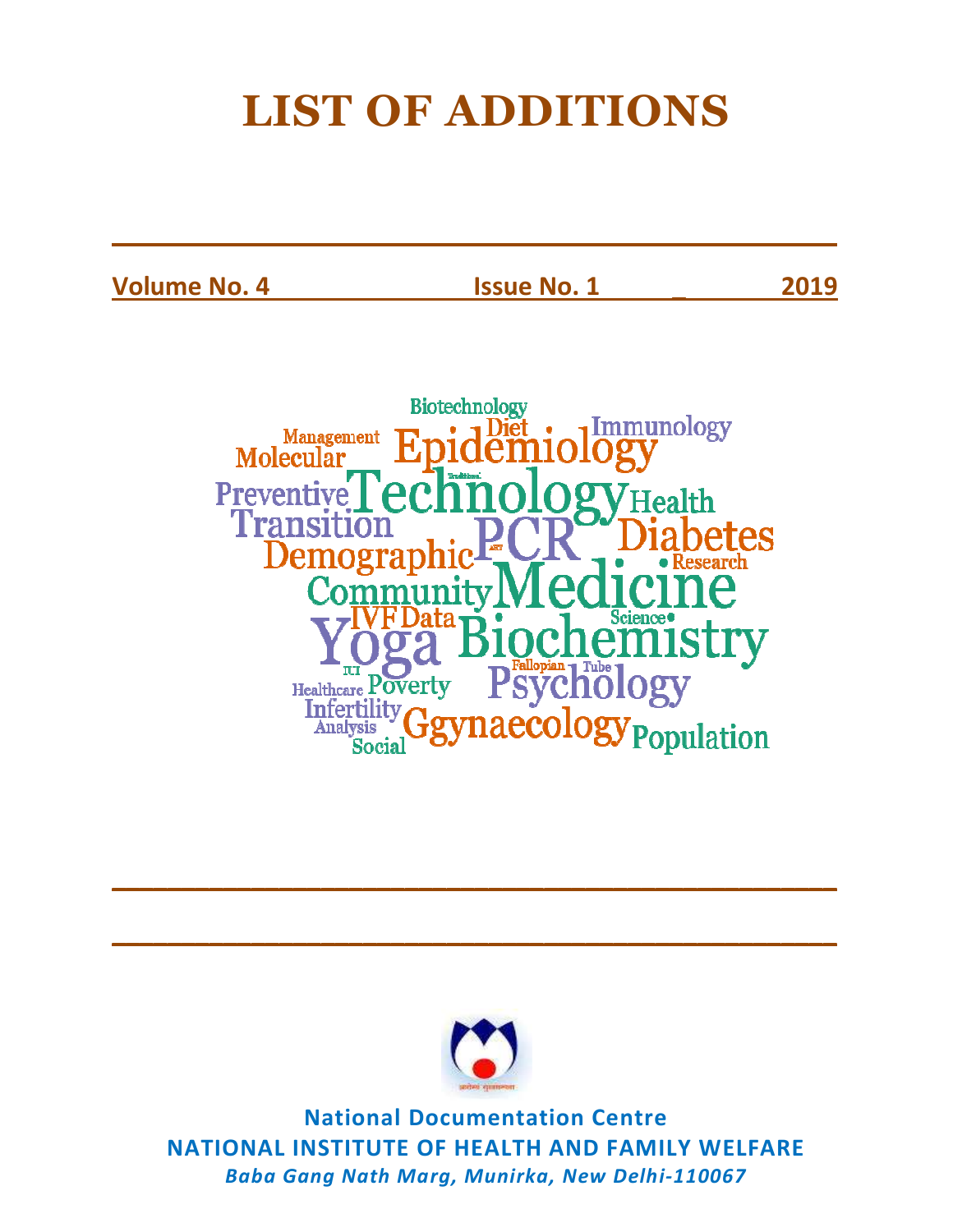# LIST OF ADDITIONS

**Volume No. 4** **Issue No. 1** **2019**

**National Documentation Centre**

**NATIONAL INSTITUTE OF HEALTH AND FAMILY WELFARE**

***Baba Gang Nath Marg, Munirka, New Delhi-110067***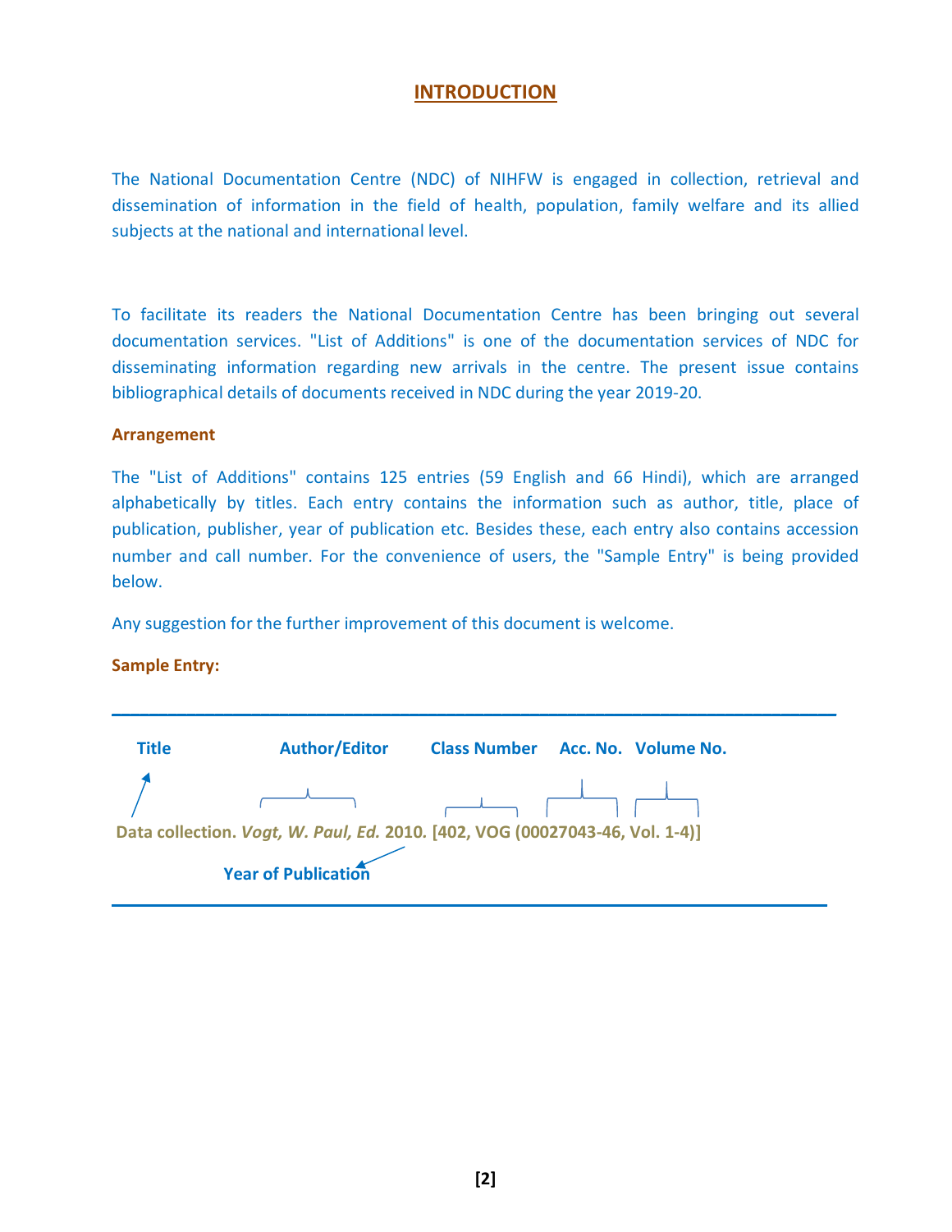## INTRODUCTION

The National Documentation Centre (NDC) of NIHFW is engaged in collection, retrieval and dissemination of information in the field of health, population, family welfare and its allied subjects at the national and international level.

To facilitate its readers the National Documentation Centre has been bringing out several documentation services. "List of Additions" is one of the documentation services of NDC for disseminating information regarding new arrivals in the centre. The present issue contains bibliographical details of documents received in NDC during the year 2019-20.

**Arrangement**

The "List of Additions" contains 125 entries (59 English and 66 Hindi), which are arranged alphabetically by titles. Each entry contains the information such as author, title, place of publication, publisher, year of publication etc. Besides these, each entry also contains accession number and call number. For the convenience of users, the "Sample Entry" is being provided below.

Any suggestion for the further improvement of this document is welcome.

**Sample Entry:**

---

**Title** **Author/Editor** **Class Number** **Acc. No.** **Volume No.**

**Data collection. *Vogt, W. Paul, Ed.* 2010. [402, VOG (00027043-46, Vol. 1-4)]**

**Year of Publication**

---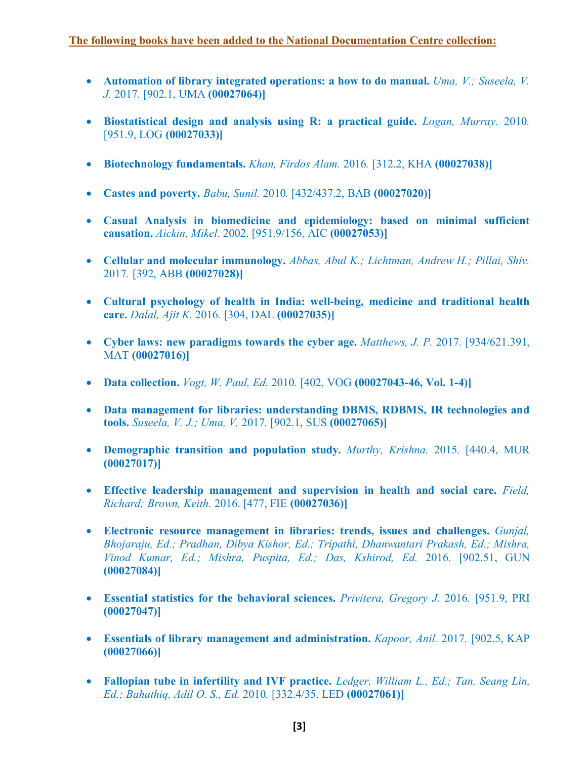**The following books have been added to the National Documentation Centre collection:**

- **Automation of library integrated operations: a how to do manual.** *Uma, V.; Suseela, V. J.* 2017. [902.1, UMA **(00027064)]**

- **Biostatistical design and analysis using R: a practical guide.** *Logan, Murray.* 2010. [951.9, LOG **(00027033)]**

- **Biotechnology fundamentals.** *Khan, Firdos Alam.* 2016. [312.2, KHA **(00027038)]**

- **Castes and poverty.** *Babu, Sunil.* 2010. [432/437.2, BAB **(00027020)]**

- **Casual Analysis in biomedicine and epidemiology: based on minimal sufficient causation.** *Aickin, Mikel.* 2002. [951.9/156, AIC **(00027053)]**

- **Cellular and molecular immunology.** *Abbas, Abul K.; Lichtman, Andrew H.; Pillai, Shiv.* 2017. [392, ABB **(00027028)]**

- **Cultural psychology of health in India: well-being, medicine and traditional health care.** *Dalal, Ajit K.* 2016. [304, DAL **(00027035)]**

- **Cyber laws: new paradigms towards the cyber age.** *Matthews, J. P.* 2017. [934/621.391, MAT **(00027016)]**

- **Data collection.** *Vogt, W. Paul, Ed.* 2010. [402, VOG **(00027043-46, Vol. 1-4)]**

- **Data management for libraries: understanding DBMS, RDBMS, IR technologies and tools.** *Suseela, V. J.; Uma, V.* 2017. [902.1, SUS **(00027065)]**

- **Demographic transition and population study.** *Murthy, Krishna.* 2015. [440.4, MUR **(00027017)]**

- **Effective leadership management and supervision in health and social care.** *Field, Richard; Brown, Keith.* 2016. [477, FIE **(00027036)]**

- **Electronic resource management in libraries: trends, issues and challenges.** *Gunjal, Bhojaraju, Ed.; Pradhan, Dibya Kishor, Ed.; Tripathi, Dhanwantari Prakash, Ed.; Mishra, Vinod Kumar, Ed.; Mishra, Puspita, Ed.; Das, Kshirod, Ed.* 2016. [902.51, GUN **(00027084)]**

- **Essential statistics for the behavioral sciences.** *Privitera, Gregory J.* 2016. [951.9, PRI **(00027047)]**

- **Essentials of library management and administration.** *Kapoor, Anil.* 2017. [902.5, KAP **(00027066)]**

- **Fallopian tube in infertility and IVF practice.** *Ledger, William L., Ed.; Tan, Seang Lin, Ed.; Bahathiq, Adil O. S., Ed.* 2010. [332.4/35, LED **(00027061)]**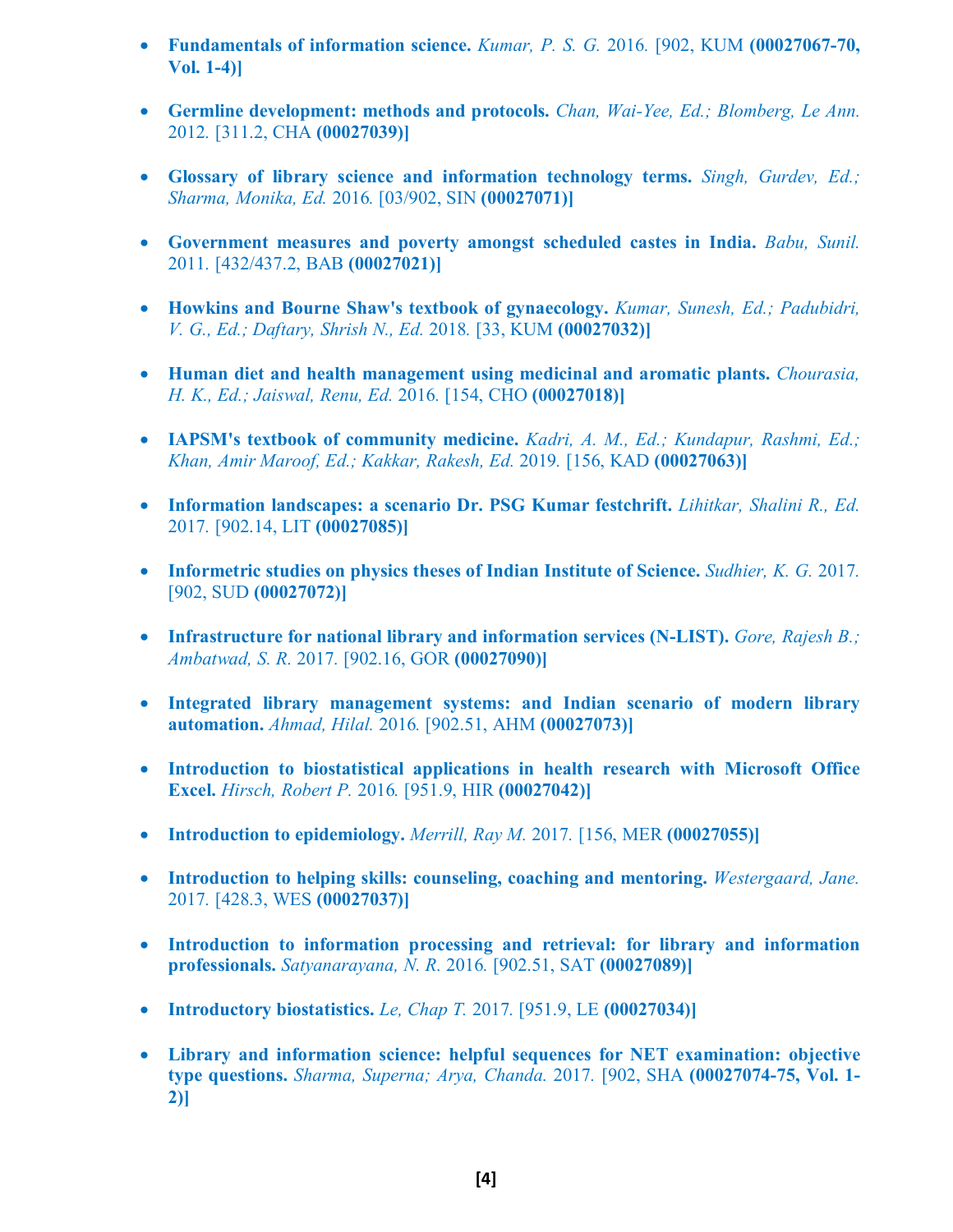- **Fundamentals of information science.** *Kumar, P. S. G.* 2016. [902, KUM **(00027067-70, Vol. 1-4)]**

- **Germline development: methods and protocols.** *Chan, Wai-Yee, Ed.; Blomberg, Le Ann.* 2012. [311.2, CHA **(00027039)]**

- **Glossary of library science and information technology terms.** *Singh, Gurdev, Ed.; Sharma, Monika, Ed.* 2016. [03/902, SIN **(00027071)]**

- **Government measures and poverty amongst scheduled castes in India.** *Babu, Sunil.* 2011. [432/437.2, BAB **(00027021)]**

- **Howkins and Bourne Shaw's textbook of gynaecology.** *Kumar, Sunesh, Ed.; Padubidri, V. G., Ed.; Daftary, Shrish N., Ed.* 2018. [33, KUM **(00027032)]**

- **Human diet and health management using medicinal and aromatic plants.** *Chourasia, H. K., Ed.; Jaiswal, Renu, Ed.* 2016. [154, CHO **(00027018)]**

- **IAPSM's textbook of community medicine.** *Kadri, A. M., Ed.; Kundapur, Rashmi, Ed.; Khan, Amir Maroof, Ed.; Kakkar, Rakesh, Ed.* 2019. [156, KAD **(00027063)]**

- **Information landscapes: a scenario Dr. PSG Kumar festchrift.** *Lihitkar, Shalini R., Ed.* 2017. [902.14, LIT **(00027085)]**

- **Informetric studies on physics theses of Indian Institute of Science.** *Sudhier, K. G.* 2017. [902, SUD **(00027072)]**

- **Infrastructure for national library and information services (N-LIST).** *Gore, Rajesh B.; Ambatwad, S. R.* 2017. [902.16, GOR **(00027090)]**

- **Integrated library management systems: and Indian scenario of modern library automation.** *Ahmad, Hilal.* 2016. [902.51, AHM **(00027073)]**

- **Introduction to biostatistical applications in health research with Microsoft Office Excel.** *Hirsch, Robert P.* 2016. [951.9, HIR **(00027042)]**

- **Introduction to epidemiology.** *Merrill, Ray M.* 2017. [156, MER **(00027055)]**

- **Introduction to helping skills: counseling, coaching and mentoring.** *Westergaard, Jane.* 2017. [428.3, WES **(00027037)]**

- **Introduction to information processing and retrieval: for library and information professionals.** *Satyanarayana, N. R.* 2016. [902.51, SAT **(00027089)]**

- **Introductory biostatistics.** *Le, Chap T.* 2017. [951.9, LE **(00027034)]**

- **Library and information science: helpful sequences for NET examination: objective type questions.** *Sharma, Superna; Arya, Chanda.* 2017. [902, SHA **(00027074-75, Vol. 1-2)]**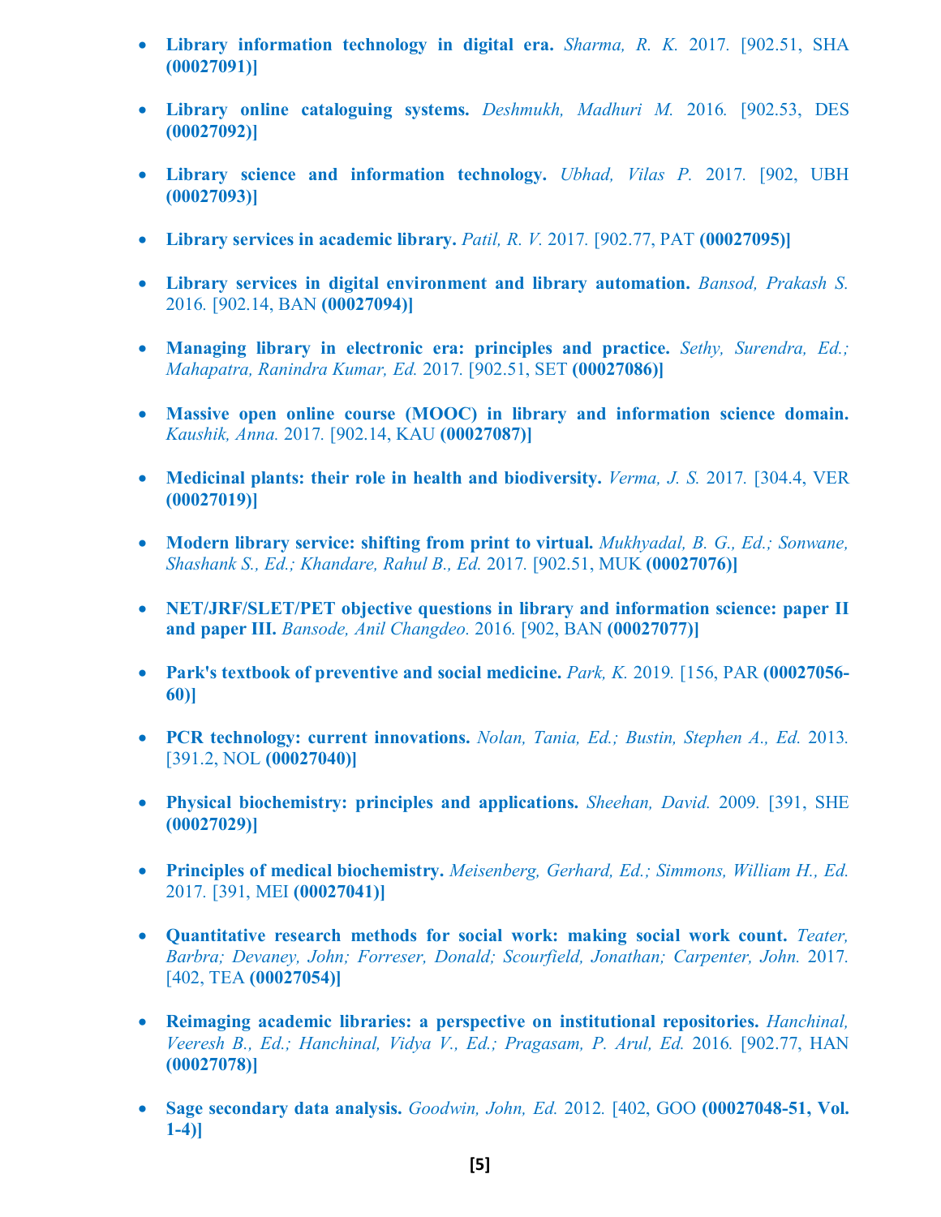- **Library information technology in digital era.** *Sharma, R. K.* 2017. [902.51, SHA **(00027091)]**

- **Library online cataloguing systems.** *Deshmukh, Madhuri M.* 2016. [902.53, DES **(00027092)]**

- **Library science and information technology.** *Ubhad, Vilas P.* 2017. [902, UBH **(00027093)]**

- **Library services in academic library.** *Patil, R. V.* 2017. [902.77, PAT **(00027095)]**

- **Library services in digital environment and library automation.** *Bansod, Prakash S.* 2016. [902.14, BAN **(00027094)]**

- **Managing library in electronic era: principles and practice.** *Sethy, Surendra, Ed.; Mahapatra, Ranindra Kumar, Ed.* 2017. [902.51, SET **(00027086)]**

- **Massive open online course (MOOC) in library and information science domain.** *Kaushik, Anna.* 2017. [902.14, KAU **(00027087)]**

- **Medicinal plants: their role in health and biodiversity.** *Verma, J. S.* 2017. [304.4, VER **(00027019)]**

- **Modern library service: shifting from print to virtual.** *Mukhyadal, B. G., Ed.; Sonwane, Shashank S., Ed.; Khandare, Rahul B., Ed.* 2017. [902.51, MUK **(00027076)]**

- **NET/JRF/SLET/PET objective questions in library and information science: paper II and paper III.** *Bansode, Anil Changdeo.* 2016. [902, BAN **(00027077)]**

- **Park's textbook of preventive and social medicine.** *Park, K.* 2019. [156, PAR **(00027056-60)]**

- **PCR technology: current innovations.** *Nolan, Tania, Ed.; Bustin, Stephen A., Ed.* 2013. [391.2, NOL **(00027040)]**

- **Physical biochemistry: principles and applications.** *Sheehan, David.* 2009. [391, SHE **(00027029)]**

- **Principles of medical biochemistry.** *Meisenberg, Gerhard, Ed.; Simmons, William H., Ed.* 2017. [391, MEI **(00027041)]**

- **Quantitative research methods for social work: making social work count.** *Teater, Barbra; Devaney, John; Forreser, Donald; Scourfield, Jonathan; Carpenter, John.* 2017. [402, TEA **(00027054)]**

- **Reimaging academic libraries: a perspective on institutional repositories.** *Hanchinal, Veeresh B., Ed.; Hanchinal, Vidya V., Ed.; Pragasam, P. Arul, Ed.* 2016. [902.77, HAN **(00027078)]**

- **Sage secondary data analysis.** *Goodwin, John, Ed.* 2012. [402, GOO **(00027048-51, Vol. 1-4)]**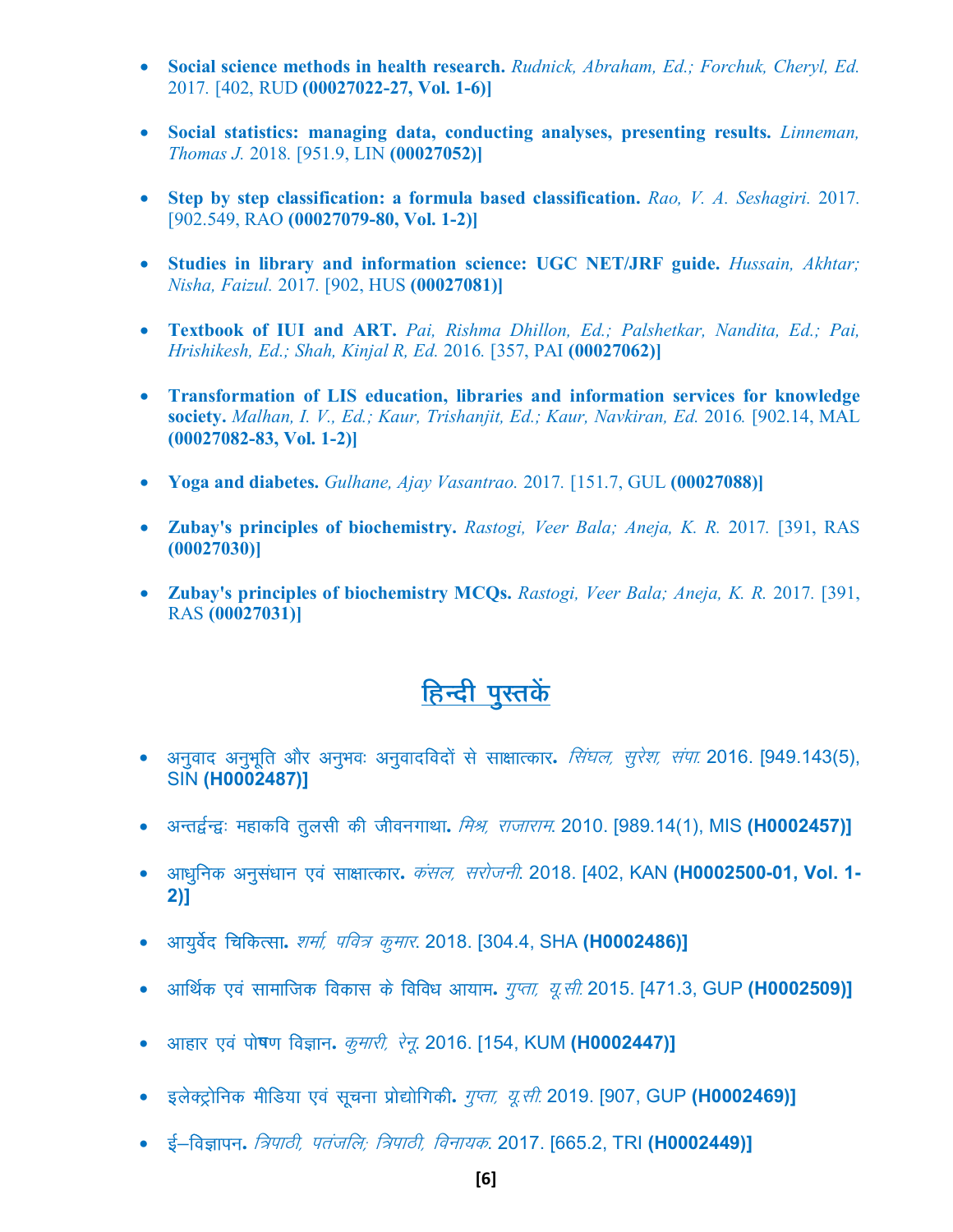- **Social science methods in health research.** *Rudnick, Abraham, Ed.; Forchuk, Cheryl, Ed.* 2017. [402, RUD **(00027022-27, Vol. 1-6)]**

- **Social statistics: managing data, conducting analyses, presenting results.** *Linneman, Thomas J.* 2018. [951.9, LIN **(00027052)]**

- **Step by step classification: a formula based classification.** *Rao, V. A. Seshagiri.* 2017. [902.549, RAO **(00027079-80, Vol. 1-2)]**

- **Studies in library and information science: UGC NET/JRF guide.** *Hussain, Akhtar; Nisha, Faizul.* 2017. [902, HUS **(00027081)]**

- **Textbook of IUI and ART.** *Pai, Rishma Dhillon, Ed.; Palshetkar, Nandita, Ed.; Pai, Hrishikesh, Ed.; Shah, Kinjal R, Ed.* 2016. [357, PAI **(00027062)]**

- **Transformation of LIS education, libraries and information services for knowledge society.** *Malhan, I. V., Ed.; Kaur, Trishanjit, Ed.; Kaur, Navkiran, Ed.* 2016. [902.14, MAL **(00027082-83, Vol. 1-2)]**

- **Yoga and diabetes.** *Gulhane, Ajay Vasantrao.* 2017. [151.7, GUL **(00027088)]**

- **Zubay's principles of biochemistry.** *Rastogi, Veer Bala; Aneja, K. R.* 2017. [391, RAS **(00027030)]**

- **Zubay's principles of biochemistry MCQs.** *Rastogi, Veer Bala; Aneja, K. R.* 2017. [391, RAS **(00027031)]**

## हिन्दी पुस्तकें

- अनुवाद अनुभूति और अनुभवः अनुवादविदों से साक्षात्कार**.** *सिंघल, सुरेश, संपा.* 2016. [949.143(5), SIN **(H0002487)]**

- अन्तर्द्वन्द्वः महाकवि तुलसी की जीवनगाथा**.** *मिश्र, राजाराम.* 2010. [989.14(1), MIS **(H0002457)]**

- आधुनिक अनुसंधान एवं साक्षात्कार**.** *कंसल, सरोजनी.* 2018. [402, KAN **(H0002500-01, Vol. 1-2)]**

- आयुर्वेद चिकित्सा**.** *शर्मा, पवित्र कुमार.* 2018. [304.4, SHA **(H0002486)]**

- आर्थिक एवं सामाजिक विकास के विविध आयाम**.** *गुप्ता, यू.सी.* 2015. [471.3, GUP **(H0002509)]**

- आहार एवं पोषण विज्ञान**.** *कुमारी, रेनू.* 2016. [154, KUM **(H0002447)]**

- इलेक्ट्रोनिक मीडिया एवं सूचना प्रोद्योगिकी**.** *गुप्ता, यू.सी.* 2019. [907, GUP **(H0002469)]**

- ई–विज्ञापन**.** *त्रिपाठी, पतंजलि; त्रिपाठी, विनायक.* 2017. [665.2, TRI **(H0002449)]**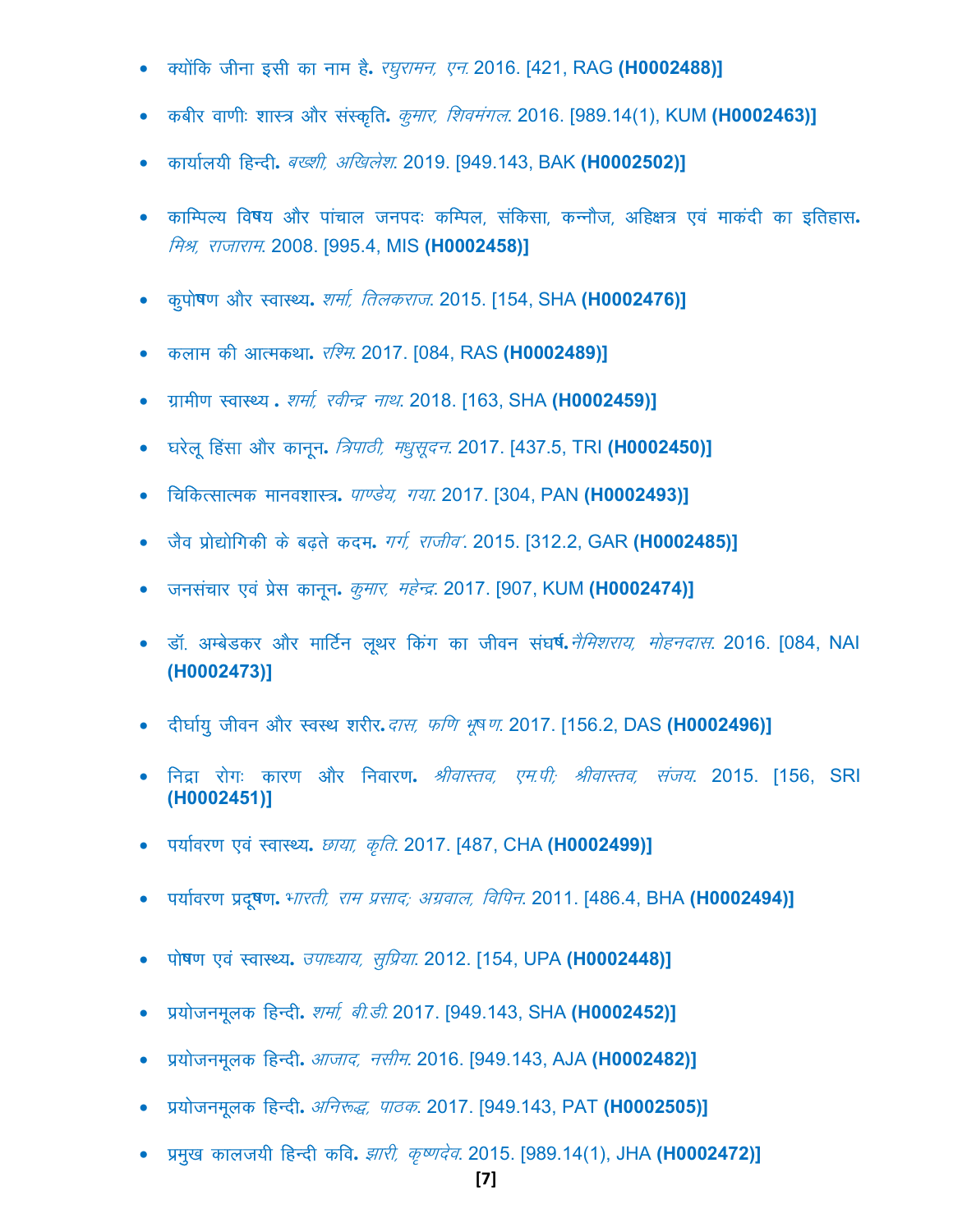- क्योंकि जीना इसी का नाम है**.** *रघुरामन, एन.* 2016. [421, RAG **(H0002488)]**
- कबीर वाणीः शास्त्र और संस्कृति**.** *कुमार, शिवमंगल.* 2016. [989.14(1), KUM **(H0002463)]**
- कार्यालयी हिन्दी**.** *बख्शी, अखिलेश.* 2019. [949.143, BAK **(H0002502)]**
- काम्पिल्य विषय और पांचाल जनपदः कम्पिल, संकिसा, कन्नौज, अहिक्षत्र एवं माकंदी का इतिहास**.** *मिश्र, राजाराम.* 2008. [995.4, MIS **(H0002458)]**
- कुपोषण और स्वास्थ्य**.** *शर्मा, तिलकराज.* 2015. [154, SHA **(H0002476)]**
- कलाम की आत्मकथा**.** *रश्मि.* 2017. [084, RAS **(H0002489)]**
- ग्रामीण स्वास्थ्य **.** *शर्मा, रवीन्द्र नाथ.* 2018. [163, SHA **(H0002459)]**
- घरेलू हिंसा और कानून**.** *त्रिपाठी, मधुसूदन.* 2017. [437.5, TRI **(H0002450)]**
- चिकित्सात्मक मानवशास्त्र**.** *पाण्डेय, गया.* 2017. [304, PAN **(H0002493)]**
- जैव प्रोद्योगिकी के बढ़ते कदम**.** *गर्ग, राजीव'.* 2015. [312.2, GAR **(H0002485)]**
- जनसंचार एवं प्रेस कानून**.** *कुमार, महेन्द्र.* 2017. [907, KUM **(H0002474)]**
- डॉ. अम्बेडकर और मार्टिन लूथर किंग का जीवन संघर्ष**.***नैमिशराय, मोहनदास.* 2016. [084, NAI **(H0002473)]**
- दीर्घायु जीवन और स्वस्थ शरीर**.***दास, फणि भूषण.* 2017. [156.2, DAS **(H0002496)]**
- निद्रा रोगः कारण और निवारण**.** *श्रीवास्तव, एम.पी; श्रीवास्तव, संजय.* 2015. [156, SRI **(H0002451)]**
- पर्यावरण एवं स्वास्थ्य**.** *छाया, कृति.* 2017. [487, CHA **(H0002499)]**
- पर्यावरण प्रदूषण**.** *भारती, राम प्रसाद; अग्रवाल, विपिन.* 2011. [486.4, BHA **(H0002494)]**
- पोषण एवं स्वास्थ्य**.** *उपाध्याय, सुप्रिया.* 2012. [154, UPA **(H0002448)]**
- प्रयोजनमूलक हिन्दी**.** *शर्मा, बी.डी.* 2017. [949.143, SHA **(H0002452)]**
- प्रयोजनमूलक हिन्दी**.** *आजाद, नसीम.* 2016. [949.143, AJA **(H0002482)]**
- प्रयोजनमूलक हिन्दी**.** *अनिरूद्ध, पाठक.* 2017. [949.143, PAT **(H0002505)]**
- प्रमुख कालजयी हिन्दी कवि**.** *झारी, कृष्णदेव.* 2015. [989.14(1), JHA **(H0002472)]**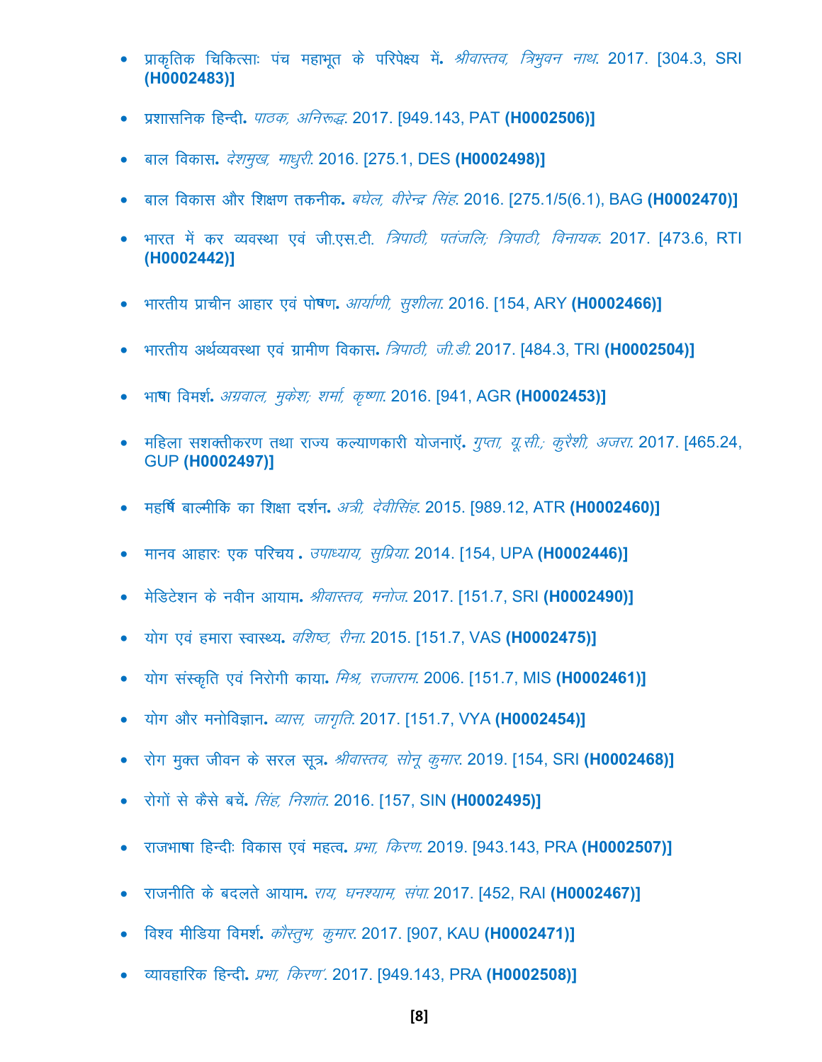- प्राकृतिक चिकित्साः पंच महाभूत के परिपेक्ष्य में**.** *श्रीवास्तव, त्रिभुवन नाथ.* 2017. [304.3, SRI **(H0002483)]**

- प्रशासनिक हिन्दी**.** *पाठक, अनिरूद्ध.* 2017. [949.143, PAT **(H0002506)]**

- बाल विकास**.** *देशमुख, माधुरी.* 2016. [275.1, DES **(H0002498)]**

- बाल विकास और शिक्षण तकनीक**.** *बघेल, वीरेन्द्र सिंह.* 2016. [275.1/5(6.1), BAG **(H0002470)]**

- भारत में कर व्यवस्था एवं जी.एस.टी. *त्रिपाठी, पतंजलि; त्रिपाठी, विनायक.* 2017. [473.6, RTI **(H0002442)]**

- भारतीय प्राचीन आहार एवं पोषण**.** *आर्याणी, सुशीला.* 2016. [154, ARY **(H0002466)]**

- भारतीय अर्थव्यवस्था एवं ग्रामीण विकास**.** *त्रिपाठी, जी.डी.* 2017. [484.3, TRI **(H0002504)]**

- भाषा विमर्श**.** *अग्रवाल, मुकेश; शर्मा, कृष्णा.* 2016. [941, AGR **(H0002453)]**

- महिला सशक्तीकरण तथा राज्य कल्याणकारी योजनाएँ**.** *गुप्ता, यू.सी.; कुरैशी, अजरा.* 2017. [465.24, GUP **(H0002497)]**

- महर्षि बाल्मीकि का शिक्षा दर्शन**.** *अत्री, देवीसिंह.* 2015. [989.12, ATR **(H0002460)]**

- मानव आहारः एक परिचय **.** *उपाध्याय, सुप्रिया.* 2014. [154, UPA **(H0002446)]**

- मेडिटेशन के नवीन आयाम**.** *श्रीवास्तव, मनोज.* 2017. [151.7, SRI **(H0002490)]**

- योग एवं हमारा स्वास्थ्य**.** *वशिष्ठ, रीना.* 2015. [151.7, VAS **(H0002475)]**

- योग संस्कृति एवं निरोगी काया**.** *मिश्र, राजाराम.* 2006. [151.7, MIS **(H0002461)]**

- योग और मनोविज्ञान**.** *व्यास, जागृति.* 2017. [151.7, VYA **(H0002454)]**

- रोग मुक्त जीवन के सरल सूत्र**.** *श्रीवास्तव, सोनू कुमार.* 2019. [154, SRI **(H0002468)]**

- रोगों से कैसे बचें**.** *सिंह, निशांत.* 2016. [157, SIN **(H0002495)]**

- राजभाषा हिन्दीः विकास एवं महत्व**.** *प्रभा, किरण.* 2019. [943.143, PRA **(H0002507)]**

- राजनीति के बदलते आयाम**.** *राय, घनश्याम, संपा.* 2017. [452, RAI **(H0002467)]**

- विश्व मीडिया विमर्श**.** *कौस्तुभ, कुमार.* 2017. [907, KAU **(H0002471)]**

- व्यावहारिक हिन्दी**.** *प्रभा, किरण'.* 2017. [949.143, PRA **(H0002508)]**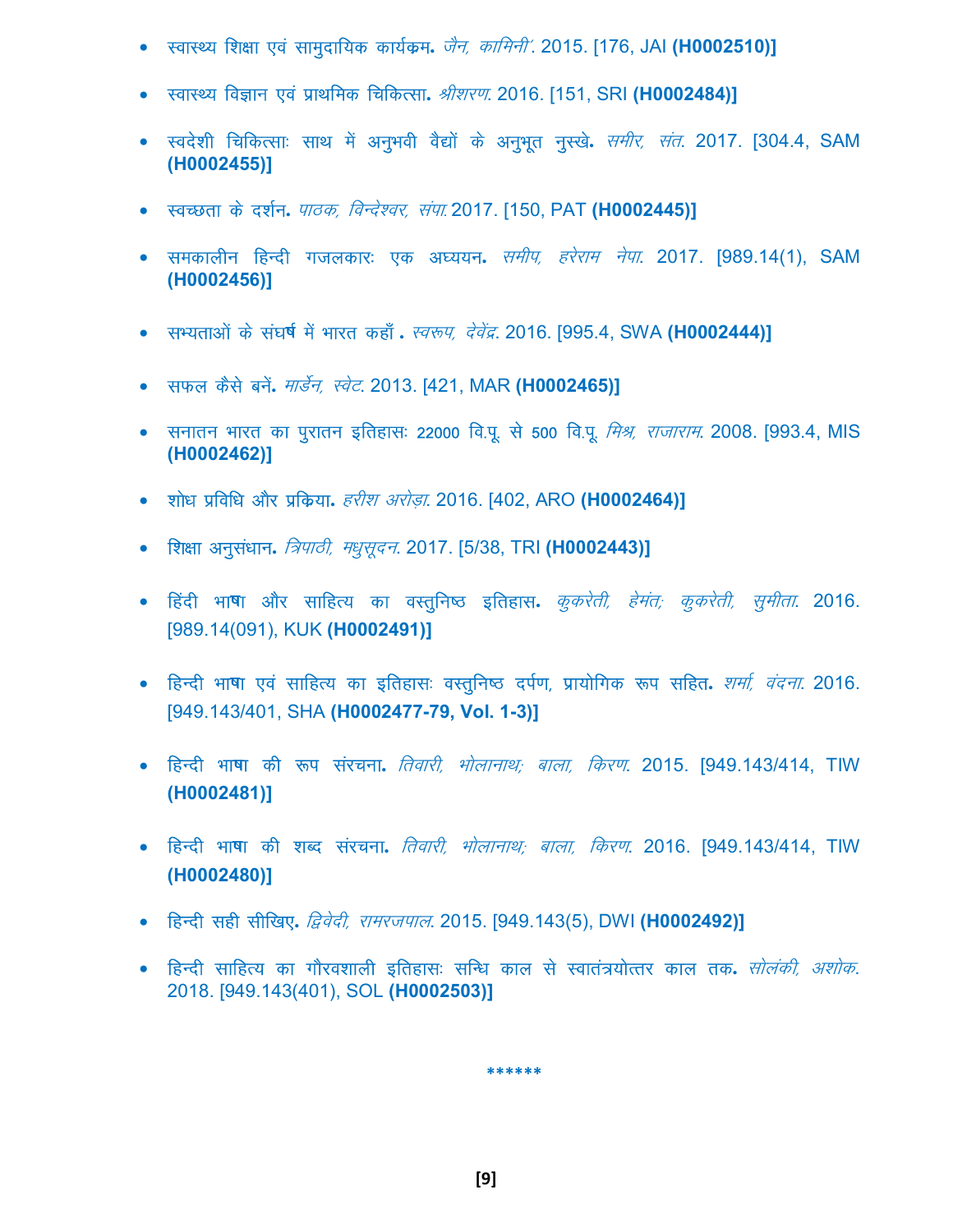- स्वास्थ्य शिक्षा एवं सामुदायिक कार्यक्रम**.** *जैन, कामिनी*. 2015. [176, JAI **(H0002510)]**

- स्वास्थ्य विज्ञान एवं प्राथमिक चिकित्सा**.** *श्रीशरण*. 2016. [151, SRI **(H0002484)]**

- स्वदेशी चिकित्साः साथ में अनुभवी वैद्यों के अनुभूत नुस्खे**.** *समीर, संत*. 2017. [304.4, SAM **(H0002455)]**

- स्वच्छता के दर्शन**.** *पाठक, विन्देश्वर, संपा.* 2017. [150, PAT **(H0002445)]**

- समकालीन हिन्दी गजलकारः एक अध्ययन**.** *समीप, हरेराम नेपा.* 2017. [989.14(1), SAM **(H0002456)]**

- सभ्यताओं के संघर्ष में भारत कहाँ **.** *स्वरुप, देवेंद्र*. 2016. [995.4, SWA **(H0002444)]**

- सफल कैसे बनें**.** *मार्डेन, स्वेट*. 2013. [421, MAR **(H0002465)]**

- सनातन भारत का पुरातन इतिहासः 22000 वि.पू. से 500 वि.पू. *मिश्र, राजाराम*. 2008. [993.4, MIS **(H0002462)]**

- शोध प्रविधि और प्रक्रिया**.** *हरीश अरोड़ा*. 2016. [402, ARO **(H0002464)]**

- शिक्षा अनुसंधान**.** *त्रिपाठी, मधुसूदन*. 2017. [5/38, TRI **(H0002443)]**

- हिंदी भाषा और साहित्य का वस्तुनिष्ठ इतिहास**.** *कुकरेती, हेमंत; कुकरेती, सुमीता*. 2016. [989.14(091), KUK **(H0002491)]**

- हिन्दी भाषा एवं साहित्य का इतिहासः वस्तुनिष्ठ दर्पण, प्रायोगिक रूप सहित**.** *शर्मा, वंदना*. 2016. [949.143/401, SHA **(H0002477-79, Vol. 1-3)]**

- हिन्दी भाषा की रूप संरचना**.** *तिवारी, भोलानाथ; बाला, किरण*. 2015. [949.143/414, TIW **(H0002481)]**

- हिन्दी भाषा की शब्द संरचना**.** *तिवारी, भोलानाथ; बाला, किरण*. 2016. [949.143/414, TIW **(H0002480)]**

- हिन्दी सही सीखिए**.** *द्विवेदी, रामरजपाल*. 2015. [949.143(5), DWI **(H0002492)]**

- हिन्दी साहित्य का गौरवशाली इतिहासः सन्धि काल से स्वातंत्रयोत्तर काल तक**.** *सोलंकी, अशोक*. 2018. [949.143(401), SOL **(H0002503)]**

******